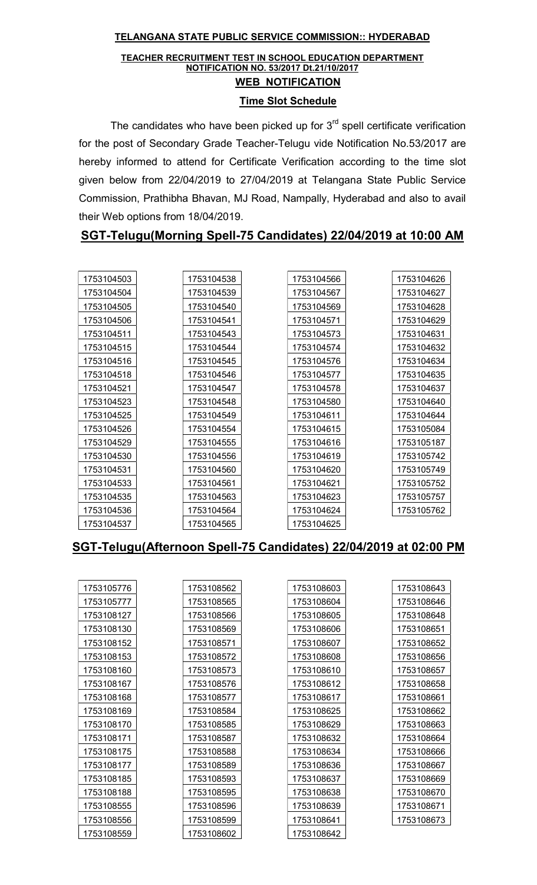**TELANGANA STATE PUBLIC SERVICE COMMISSION:: HYDERABAD**

**TEACHER RECRUITMENT TEST IN SCHOOL EDUCATION DEPARTMENT**
**NOTIFICATION NO. 53/2017 Dt.21/10/2017**

## WEB NOTIFICATION

### Time Slot Schedule

The candidates who have been picked up for 3rd spell certificate verification for the post of Secondary Grade Teacher-Telugu vide Notification No.53/2017 are hereby informed to attend for Certificate Verification according to the time slot given below from 22/04/2019 to 27/04/2019 at Telangana State Public Service Commission, Prathibha Bhavan, MJ Road, Nampally, Hyderabad and also to avail their Web options from 18/04/2019.

## SGT-Telugu(Morning Spell-75 Candidates) 22/04/2019 at 10:00 AM

| | | | |
|---|---|---|---|
| 1753104503 | 1753104538 | 1753104566 | 1753104626 |
| 1753104504 | 1753104539 | 1753104567 | 1753104627 |
| 1753104505 | 1753104540 | 1753104569 | 1753104628 |
| 1753104506 | 1753104541 | 1753104571 | 1753104629 |
| 1753104511 | 1753104543 | 1753104573 | 1753104631 |
| 1753104515 | 1753104544 | 1753104574 | 1753104632 |
| 1753104516 | 1753104545 | 1753104576 | 1753104634 |
| 1753104518 | 1753104546 | 1753104577 | 1753104635 |
| 1753104521 | 1753104547 | 1753104578 | 1753104637 |
| 1753104523 | 1753104548 | 1753104580 | 1753104640 |
| 1753104525 | 1753104549 | 1753104611 | 1753104644 |
| 1753104526 | 1753104554 | 1753104615 | 1753105084 |
| 1753104529 | 1753104555 | 1753104616 | 1753105187 |
| 1753104530 | 1753104556 | 1753104619 | 1753105742 |
| 1753104531 | 1753104560 | 1753104620 | 1753105749 |
| 1753104533 | 1753104561 | 1753104621 | 1753105752 |
| 1753104535 | 1753104563 | 1753104623 | 1753105757 |
| 1753104536 | 1753104564 | 1753104624 | 1753105762 |
| 1753104537 | 1753104565 | 1753104625 | |

## SGT-Telugu(Afternoon Spell-75 Candidates) 22/04/2019 at 02:00 PM

| | | | |
|---|---|---|---|
| 1753105776 | 1753108562 | 1753108603 | 1753108643 |
| 1753105777 | 1753108565 | 1753108604 | 1753108646 |
| 1753108127 | 1753108566 | 1753108605 | 1753108648 |
| 1753108130 | 1753108569 | 1753108606 | 1753108651 |
| 1753108152 | 1753108571 | 1753108607 | 1753108652 |
| 1753108153 | 1753108572 | 1753108608 | 1753108656 |
| 1753108160 | 1753108573 | 1753108610 | 1753108657 |
| 1753108167 | 1753108576 | 1753108612 | 1753108658 |
| 1753108168 | 1753108577 | 1753108617 | 1753108661 |
| 1753108169 | 1753108584 | 1753108625 | 1753108662 |
| 1753108170 | 1753108585 | 1753108629 | 1753108663 |
| 1753108171 | 1753108587 | 1753108632 | 1753108664 |
| 1753108175 | 1753108588 | 1753108634 | 1753108666 |
| 1753108177 | 1753108589 | 1753108636 | 1753108667 |
| 1753108185 | 1753108593 | 1753108637 | 1753108669 |
| 1753108188 | 1753108595 | 1753108638 | 1753108670 |
| 1753108555 | 1753108596 | 1753108639 | 1753108671 |
| 1753108556 | 1753108599 | 1753108641 | 1753108673 |
| 1753108559 | 1753108602 | 1753108642 | |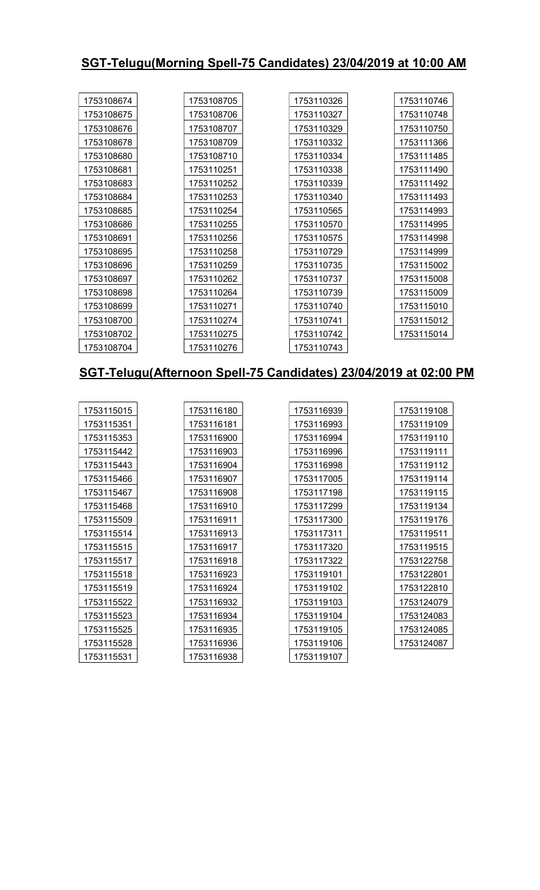## SGT-Telugu(Morning Spell-75 Candidates) 23/04/2019 at 10:00 AM

| | | | |
|---|---|---|---|
| 1753108674 | 1753108705 | 1753110326 | 1753110746 |
| 1753108675 | 1753108706 | 1753110327 | 1753110748 |
| 1753108676 | 1753108707 | 1753110329 | 1753110750 |
| 1753108678 | 1753108709 | 1753110332 | 1753111366 |
| 1753108680 | 1753108710 | 1753110334 | 1753111485 |
| 1753108681 | 1753110251 | 1753110338 | 1753111490 |
| 1753108683 | 1753110252 | 1753110339 | 1753111492 |
| 1753108684 | 1753110253 | 1753110340 | 1753111493 |
| 1753108685 | 1753110254 | 1753110565 | 1753114993 |
| 1753108686 | 1753110255 | 1753110570 | 1753114995 |
| 1753108691 | 1753110256 | 1753110575 | 1753114998 |
| 1753108695 | 1753110258 | 1753110729 | 1753114999 |
| 1753108696 | 1753110259 | 1753110735 | 1753115002 |
| 1753108697 | 1753110262 | 1753110737 | 1753115008 |
| 1753108698 | 1753110264 | 1753110739 | 1753115009 |
| 1753108699 | 1753110271 | 1753110740 | 1753115010 |
| 1753108700 | 1753110274 | 1753110741 | 1753115012 |
| 1753108702 | 1753110275 | 1753110742 | 1753115014 |
| 1753108704 | 1753110276 | 1753110743 | |

## SGT-Telugu(Afternoon Spell-75 Candidates) 23/04/2019 at 02:00 PM

| | | | |
|---|---|---|---|
| 1753115015 | 1753116180 | 1753116939 | 1753119108 |
| 1753115351 | 1753116181 | 1753116993 | 1753119109 |
| 1753115353 | 1753116900 | 1753116994 | 1753119110 |
| 1753115442 | 1753116903 | 1753116996 | 1753119111 |
| 1753115443 | 1753116904 | 1753116998 | 1753119112 |
| 1753115466 | 1753116907 | 1753117005 | 1753119114 |
| 1753115467 | 1753116908 | 1753117198 | 1753119115 |
| 1753115468 | 1753116910 | 1753117299 | 1753119134 |
| 1753115509 | 1753116911 | 1753117300 | 1753119176 |
| 1753115514 | 1753116913 | 1753117311 | 1753119511 |
| 1753115515 | 1753116917 | 1753117320 | 1753119515 |
| 1753115517 | 1753116918 | 1753117322 | 1753122758 |
| 1753115518 | 1753116923 | 1753119101 | 1753122801 |
| 1753115519 | 1753116924 | 1753119102 | 1753122810 |
| 1753115522 | 1753116932 | 1753119103 | 1753124079 |
| 1753115523 | 1753116934 | 1753119104 | 1753124083 |
| 1753115525 | 1753116935 | 1753119105 | 1753124085 |
| 1753115528 | 1753116936 | 1753119106 | 1753124087 |
| 1753115531 | 1753116938 | 1753119107 | |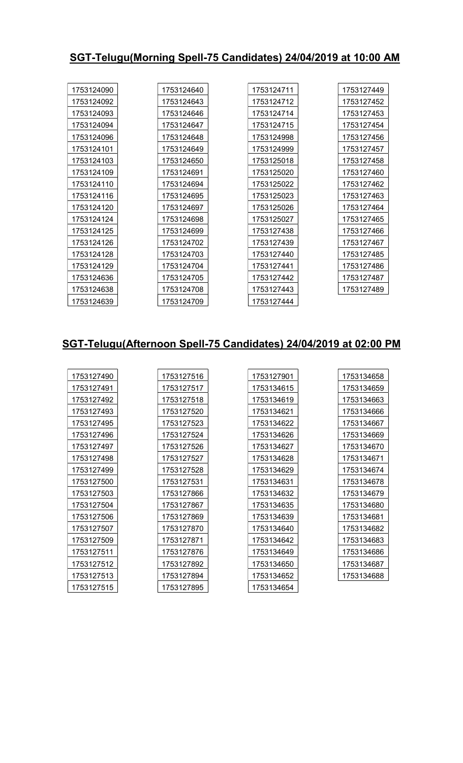## SGT-Telugu(Morning Spell-75 Candidates) 24/04/2019 at 10:00 AM

| | | | |
|---|---|---|---|
| 1753124090 | 1753124640 | 1753124711 | 1753127449 |
| 1753124092 | 1753124643 | 1753124712 | 1753127452 |
| 1753124093 | 1753124646 | 1753124714 | 1753127453 |
| 1753124094 | 1753124647 | 1753124715 | 1753127454 |
| 1753124096 | 1753124648 | 1753124998 | 1753127456 |
| 1753124101 | 1753124649 | 1753124999 | 1753127457 |
| 1753124103 | 1753124650 | 1753125018 | 1753127458 |
| 1753124109 | 1753124691 | 1753125020 | 1753127460 |
| 1753124110 | 1753124694 | 1753125022 | 1753127462 |
| 1753124116 | 1753124695 | 1753125023 | 1753127463 |
| 1753124120 | 1753124697 | 1753125026 | 1753127464 |
| 1753124124 | 1753124698 | 1753125027 | 1753127465 |
| 1753124125 | 1753124699 | 1753127438 | 1753127466 |
| 1753124126 | 1753124702 | 1753127439 | 1753127467 |
| 1753124128 | 1753124703 | 1753127440 | 1753127485 |
| 1753124129 | 1753124704 | 1753127441 | 1753127486 |
| 1753124636 | 1753124705 | 1753127442 | 1753127487 |
| 1753124638 | 1753124708 | 1753127443 | 1753127489 |
| 1753124639 | 1753124709 | 1753127444 | |

## SGT-Telugu(Afternoon Spell-75 Candidates) 24/04/2019 at 02:00 PM

| | | | |
|---|---|---|---|
| 1753127490 | 1753127516 | 1753127901 | 1753134658 |
| 1753127491 | 1753127517 | 1753134615 | 1753134659 |
| 1753127492 | 1753127518 | 1753134619 | 1753134663 |
| 1753127493 | 1753127520 | 1753134621 | 1753134666 |
| 1753127495 | 1753127523 | 1753134622 | 1753134667 |
| 1753127496 | 1753127524 | 1753134626 | 1753134669 |
| 1753127497 | 1753127526 | 1753134627 | 1753134670 |
| 1753127498 | 1753127527 | 1753134628 | 1753134671 |
| 1753127499 | 1753127528 | 1753134629 | 1753134674 |
| 1753127500 | 1753127531 | 1753134631 | 1753134678 |
| 1753127503 | 1753127866 | 1753134632 | 1753134679 |
| 1753127504 | 1753127867 | 1753134635 | 1753134680 |
| 1753127506 | 1753127869 | 1753134639 | 1753134681 |
| 1753127507 | 1753127870 | 1753134640 | 1753134682 |
| 1753127509 | 1753127871 | 1753134642 | 1753134683 |
| 1753127511 | 1753127876 | 1753134649 | 1753134686 |
| 1753127512 | 1753127892 | 1753134650 | 1753134687 |
| 1753127513 | 1753127894 | 1753134652 | 1753134688 |
| 1753127515 | 1753127895 | 1753134654 | |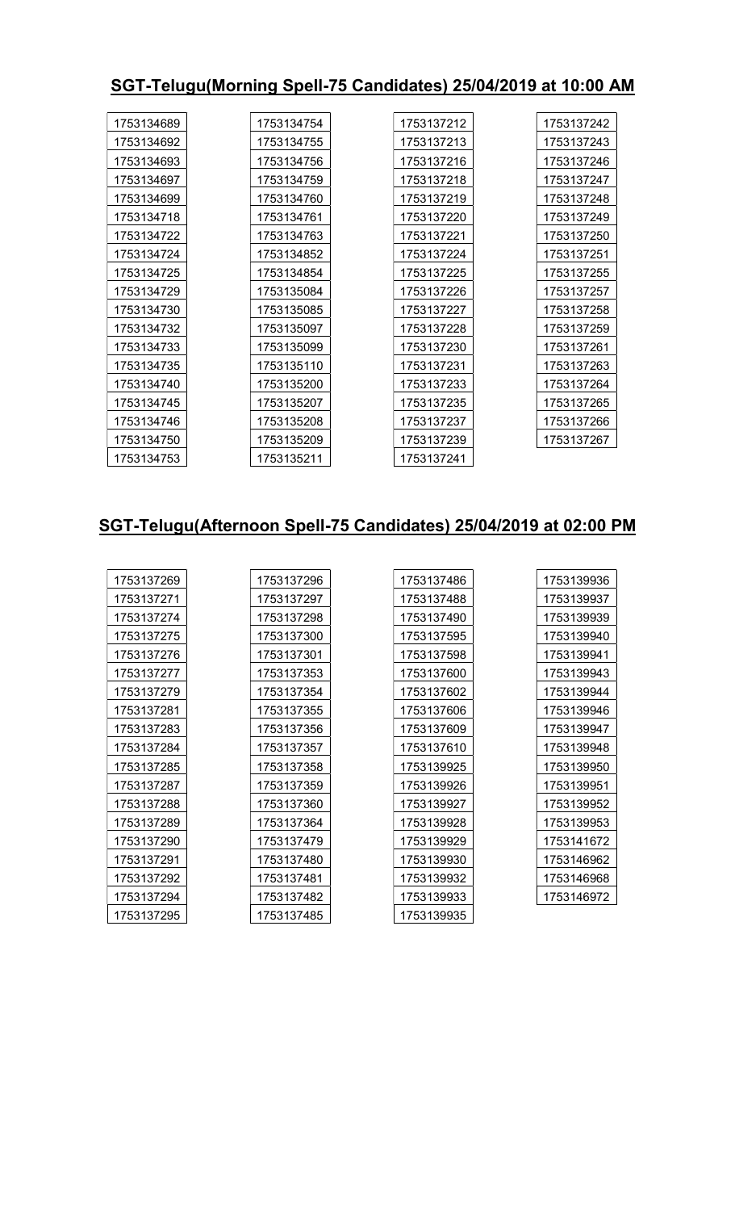## SGT-Telugu(Morning Spell-75 Candidates) 25/04/2019 at 10:00 AM

| | | | |
|---|---|---|---|
| 1753134689 | 1753134754 | 1753137212 | 1753137242 |
| 1753134692 | 1753134755 | 1753137213 | 1753137243 |
| 1753134693 | 1753134756 | 1753137216 | 1753137246 |
| 1753134697 | 1753134759 | 1753137218 | 1753137247 |
| 1753134699 | 1753134760 | 1753137219 | 1753137248 |
| 1753134718 | 1753134761 | 1753137220 | 1753137249 |
| 1753134722 | 1753134763 | 1753137221 | 1753137250 |
| 1753134724 | 1753134852 | 1753137224 | 1753137251 |
| 1753134725 | 1753134854 | 1753137225 | 1753137255 |
| 1753134729 | 1753135084 | 1753137226 | 1753137257 |
| 1753134730 | 1753135085 | 1753137227 | 1753137258 |
| 1753134732 | 1753135097 | 1753137228 | 1753137259 |
| 1753134733 | 1753135099 | 1753137230 | 1753137261 |
| 1753134735 | 1753135110 | 1753137231 | 1753137263 |
| 1753134740 | 1753135200 | 1753137233 | 1753137264 |
| 1753134745 | 1753135207 | 1753137235 | 1753137265 |
| 1753134746 | 1753135208 | 1753137237 | 1753137266 |
| 1753134750 | 1753135209 | 1753137239 | 1753137267 |
| 1753134753 | 1753135211 | 1753137241 | |

## SGT-Telugu(Afternoon Spell-75 Candidates) 25/04/2019 at 02:00 PM

| | | | |
|---|---|---|---|
| 1753137269 | 1753137296 | 1753137486 | 1753139936 |
| 1753137271 | 1753137297 | 1753137488 | 1753139937 |
| 1753137274 | 1753137298 | 1753137490 | 1753139939 |
| 1753137275 | 1753137300 | 1753137595 | 1753139940 |
| 1753137276 | 1753137301 | 1753137598 | 1753139941 |
| 1753137277 | 1753137353 | 1753137600 | 1753139943 |
| 1753137279 | 1753137354 | 1753137602 | 1753139944 |
| 1753137281 | 1753137355 | 1753137606 | 1753139946 |
| 1753137283 | 1753137356 | 1753137609 | 1753139947 |
| 1753137284 | 1753137357 | 1753137610 | 1753139948 |
| 1753137285 | 1753137358 | 1753139925 | 1753139950 |
| 1753137287 | 1753137359 | 1753139926 | 1753139951 |
| 1753137288 | 1753137360 | 1753139927 | 1753139952 |
| 1753137289 | 1753137364 | 1753139928 | 1753139953 |
| 1753137290 | 1753137479 | 1753139929 | 1753141672 |
| 1753137291 | 1753137480 | 1753139930 | 1753146962 |
| 1753137292 | 1753137481 | 1753139932 | 1753146968 |
| 1753137294 | 1753137482 | 1753139933 | 1753146972 |
| 1753137295 | 1753137485 | 1753139935 | |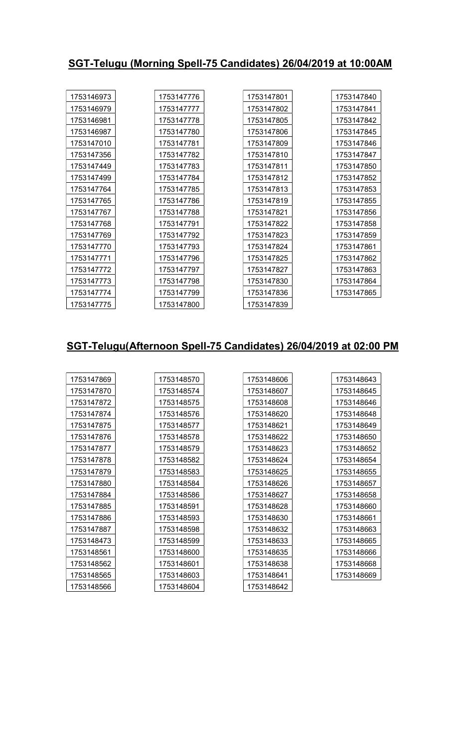## SGT-Telugu (Morning Spell-75 Candidates) 26/04/2019 at 10:00AM

| | | | |
|---|---|---|---|
| 1753146973 | 1753147776 | 1753147801 | 1753147840 |
| 1753146979 | 1753147777 | 1753147802 | 1753147841 |
| 1753146981 | 1753147778 | 1753147805 | 1753147842 |
| 1753146987 | 1753147780 | 1753147806 | 1753147845 |
| 1753147010 | 1753147781 | 1753147809 | 1753147846 |
| 1753147356 | 1753147782 | 1753147810 | 1753147847 |
| 1753147449 | 1753147783 | 1753147811 | 1753147850 |
| 1753147499 | 1753147784 | 1753147812 | 1753147852 |
| 1753147764 | 1753147785 | 1753147813 | 1753147853 |
| 1753147765 | 1753147786 | 1753147819 | 1753147855 |
| 1753147767 | 1753147788 | 1753147821 | 1753147856 |
| 1753147768 | 1753147791 | 1753147822 | 1753147858 |
| 1753147769 | 1753147792 | 1753147823 | 1753147859 |
| 1753147770 | 1753147793 | 1753147824 | 1753147861 |
| 1753147771 | 1753147796 | 1753147825 | 1753147862 |
| 1753147772 | 1753147797 | 1753147827 | 1753147863 |
| 1753147773 | 1753147798 | 1753147830 | 1753147864 |
| 1753147774 | 1753147799 | 1753147836 | 1753147865 |
| 1753147775 | 1753147800 | 1753147839 | |

## SGT-Telugu(Afternoon Spell-75 Candidates) 26/04/2019 at 02:00 PM

| | | | |
|---|---|---|---|
| 1753147869 | 1753148570 | 1753148606 | 1753148643 |
| 1753147870 | 1753148574 | 1753148607 | 1753148645 |
| 1753147872 | 1753148575 | 1753148608 | 1753148646 |
| 1753147874 | 1753148576 | 1753148620 | 1753148648 |
| 1753147875 | 1753148577 | 1753148621 | 1753148649 |
| 1753147876 | 1753148578 | 1753148622 | 1753148650 |
| 1753147877 | 1753148579 | 1753148623 | 1753148652 |
| 1753147878 | 1753148582 | 1753148624 | 1753148654 |
| 1753147879 | 1753148583 | 1753148625 | 1753148655 |
| 1753147880 | 1753148584 | 1753148626 | 1753148657 |
| 1753147884 | 1753148586 | 1753148627 | 1753148658 |
| 1753147885 | 1753148591 | 1753148628 | 1753148660 |
| 1753147886 | 1753148593 | 1753148630 | 1753148661 |
| 1753147887 | 1753148598 | 1753148632 | 1753148663 |
| 1753148473 | 1753148599 | 1753148633 | 1753148665 |
| 1753148561 | 1753148600 | 1753148635 | 1753148666 |
| 1753148562 | 1753148601 | 1753148638 | 1753148668 |
| 1753148565 | 1753148603 | 1753148641 | 1753148669 |
| 1753148566 | 1753148604 | 1753148642 | |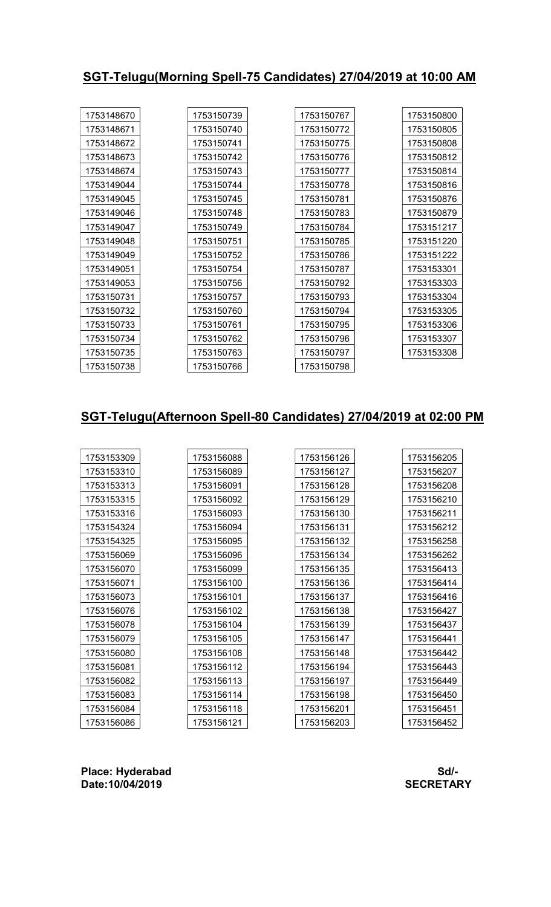## SGT-Telugu(Morning Spell-75 Candidates) 27/04/2019 at 10:00 AM

| | | | |
|---|---|---|---|
| 1753148670 | 1753150739 | 1753150767 | 1753150800 |
| 1753148671 | 1753150740 | 1753150772 | 1753150805 |
| 1753148672 | 1753150741 | 1753150775 | 1753150808 |
| 1753148673 | 1753150742 | 1753150776 | 1753150812 |
| 1753148674 | 1753150743 | 1753150777 | 1753150814 |
| 1753149044 | 1753150744 | 1753150778 | 1753150816 |
| 1753149045 | 1753150745 | 1753150781 | 1753150876 |
| 1753149046 | 1753150748 | 1753150783 | 1753150879 |
| 1753149047 | 1753150749 | 1753150784 | 1753151217 |
| 1753149048 | 1753150751 | 1753150785 | 1753151220 |
| 1753149049 | 1753150752 | 1753150786 | 1753151222 |
| 1753149051 | 1753150754 | 1753150787 | 1753153301 |
| 1753149053 | 1753150756 | 1753150792 | 1753153303 |
| 1753150731 | 1753150757 | 1753150793 | 1753153304 |
| 1753150732 | 1753150760 | 1753150794 | 1753153305 |
| 1753150733 | 1753150761 | 1753150795 | 1753153306 |
| 1753150734 | 1753150762 | 1753150796 | 1753153307 |
| 1753150735 | 1753150763 | 1753150797 | 1753153308 |
| 1753150738 | 1753150766 | 1753150798 | |

## SGT-Telugu(Afternoon Spell-80 Candidates) 27/04/2019 at 02:00 PM

| | | | |
|---|---|---|---|
| 1753153309 | 1753156088 | 1753156126 | 1753156205 |
| 1753153310 | 1753156089 | 1753156127 | 1753156207 |
| 1753153313 | 1753156091 | 1753156128 | 1753156208 |
| 1753153315 | 1753156092 | 1753156129 | 1753156210 |
| 1753153316 | 1753156093 | 1753156130 | 1753156211 |
| 1753154324 | 1753156094 | 1753156131 | 1753156212 |
| 1753154325 | 1753156095 | 1753156132 | 1753156258 |
| 1753156069 | 1753156096 | 1753156134 | 1753156262 |
| 1753156070 | 1753156099 | 1753156135 | 1753156413 |
| 1753156071 | 1753156100 | 1753156136 | 1753156414 |
| 1753156073 | 1753156101 | 1753156137 | 1753156416 |
| 1753156076 | 1753156102 | 1753156138 | 1753156427 |
| 1753156078 | 1753156104 | 1753156139 | 1753156437 |
| 1753156079 | 1753156105 | 1753156147 | 1753156441 |
| 1753156080 | 1753156108 | 1753156148 | 1753156442 |
| 1753156081 | 1753156112 | 1753156194 | 1753156443 |
| 1753156082 | 1753156113 | 1753156197 | 1753156449 |
| 1753156083 | 1753156114 | 1753156198 | 1753156450 |
| 1753156084 | 1753156118 | 1753156201 | 1753156451 |
| 1753156086 | 1753156121 | 1753156203 | 1753156452 |

**Place: Hyderabad**
**Date:10/04/2019**

**Sd/-**
**SECRETARY**